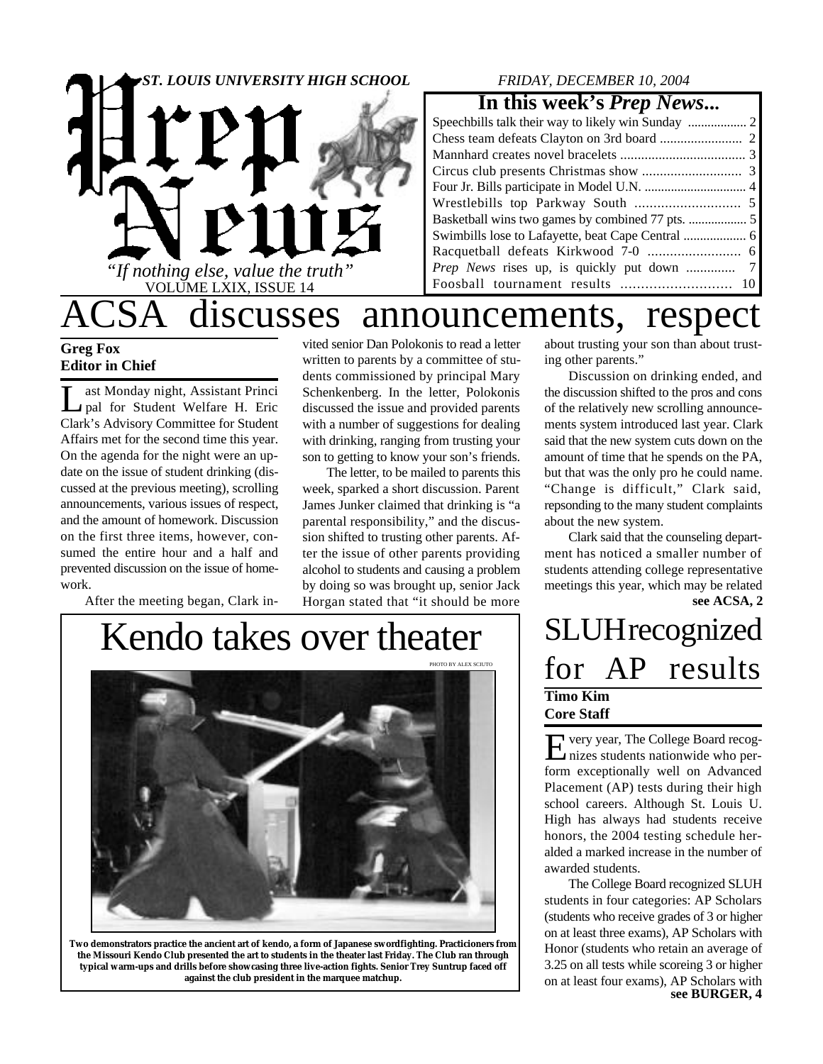# Prep News

**ST. LOUIS UNIVERSITY HIGH SCHOOL** — FRIDAY, DECEMBER 10, 2004

*"If nothing else, value the truth"*

VOLUME LXIX, ISSUE 14

## In this week's *Prep News*...

| | |
|---|---|
| Speechbills talk their way to likely win Sunday | 2 |
| Chess team defeats Clayton on 3rd board | 2 |
| Mannhard creates novel bracelets | 3 |
| Circus club presents Christmas show | 3 |
| Four Jr. Bills participate in Model U.N. | 4 |
| Wrestlebills top Parkway South | 5 |
| Basketball wins two games by combined 77 pts. | 5 |
| Swimbills lose to Lafayette, beat Cape Central | 6 |
| Racquetball defeats Kirkwood 7-0 | 6 |
| *Prep News* rises up, is quickly put down | 7 |
| Foosball tournament results | 10 |

# ACSA discusses announcements, respect

**Greg Fox**
**Editor in Chief**

Last Monday night, Assistant Principal for Student Welfare H. Eric Clark's Advisory Committee for Student Affairs met for the second time this year. On the agenda for the night were an update on the issue of student drinking (discussed at the previous meeting), scrolling announcements, various issues of respect, and the amount of homework. Discussion on the first three items, however, consumed the entire hour and a half and prevented discussion on the issue of homework.

After the meeting began, Clark invited senior Dan Polokonis to read a letter written to parents by a committee of students commissioned by principal Mary Schenkenberg. In the letter, Polokonis discussed the issue and provided parents with a number of suggestions for dealing with drinking, ranging from trusting your son to getting to know your son's friends.

The letter, to be mailed to parents this week, sparked a short discussion. Parent James Junker claimed that drinking is "a parental responsibility," and the discussion shifted to trusting other parents. After the issue of other parents providing alcohol to students and causing a problem by doing so was brought up, senior Jack Horgan stated that "it should be more about trusting your son than about trusting other parents."

Discussion on drinking ended, and the discussion shifted to the pros and cons of the relatively new scrolling announcements system introduced last year. Clark said that the new system cuts down on the amount of time that he spends on the PA, but that was the only pro he could name. "Change is difficult," Clark said, repsonding to the many student complaints about the new system.

Clark said that the counseling department has noticed a smaller number of students attending college representative meetings this year, which may be related

**see ACSA, 2**

# Kendo takes over theater

PHOTO BY ALEX SCIUTO

**Two demonstrators practice the ancient art of kendo, a form of Japanese swordfighting. Practicioners from the Missouri Kendo Club presented the art to students in the theater last Friday. The Club ran through typical warm-ups and drills before showcasing three live-action fights. Senior Trey Suntrup faced off against the club president in the marquee matchup.**

# SLUH recognized for AP results

**Timo Kim**
**Core Staff**

Every year, The College Board recognizes students nationwide who perform exceptionally well on Advanced Placement (AP) tests during their high school careers. Although St. Louis U. High has always had students receive honors, the 2004 testing schedule heralded a marked increase in the number of awarded students.

The College Board recognized SLUH students in four categories: AP Scholars (students who receive grades of 3 or higher on at least three exams), AP Scholars with Honor (students who retain an average of 3.25 on all tests while scoreing 3 or higher on at least four exams), AP Scholars with

**see BURGER, 4**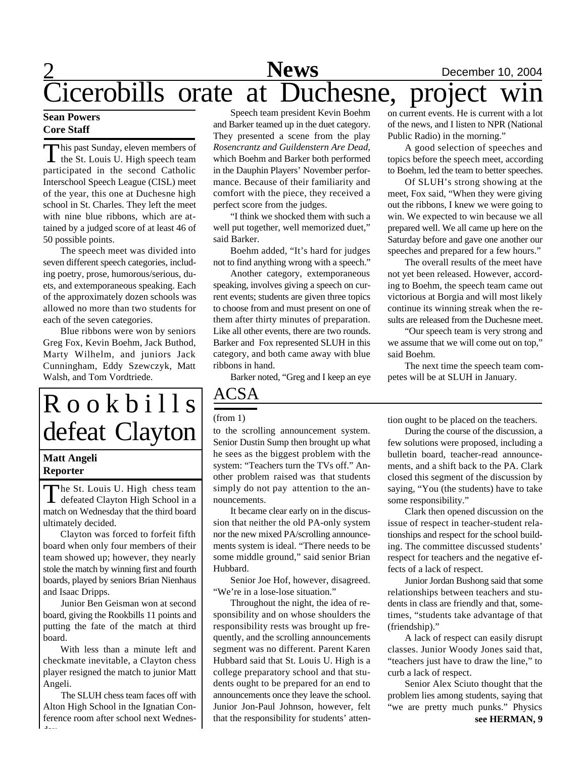# Cicerobills orate at Duchesne, project win

**Sean Powers**
**Core Staff**

This past Sunday, eleven members of the St. Louis U. High speech team participated in the second Catholic Interschool Speech League (CISL) meet of the year, this one at Duchesne high school in St. Charles. They left the meet with nine blue ribbons, which are attained by a judged score of at least 46 of 50 possible points.

The speech meet was divided into seven different speech categories, including poetry, prose, humorous/serious, duets, and extemporaneous speaking. Each of the approximately dozen schools was allowed no more than two students for each of the seven categories.

Blue ribbons were won by seniors Greg Fox, Kevin Boehm, Jack Buthod, Marty Wilhelm, and juniors Jack Cunningham, Eddy Szewczyk, Matt Walsh, and Tom Vordtriede.

Speech team president Kevin Boehm and Barker teamed up in the duet category. They presented a scene from the play *Rosencrantz and Guildenstern Are Dead*, which Boehm and Barker both performed in the Dauphin Players' November performance. Because of their familiarity and comfort with the piece, they received a perfect score from the judges.

"I think we shocked them with such a well put together, well memorized duet," said Barker.

Boehm added, "It's hard for judges not to find anything wrong with a speech."

Another category, extemporaneous speaking, involves giving a speech on current events; students are given three topics to choose from and must present on one of them after thirty minutes of preparation. Like all other events, there are two rounds. Barker and Fox represented SLUH in this category, and both came away with blue ribbons in hand.

Barker noted, "Greg and I keep an eye on current events. He is current with a lot of the news, and I listen to NPR (National Public Radio) in the morning."

A good selection of speeches and topics before the speech meet, according to Boehm, led the team to better speeches.

Of SLUH's strong showing at the meet, Fox said, "When they were giving out the ribbons, I knew we were going to win. We expected to win because we all prepared well. We all came up here on the Saturday before and gave one another our speeches and prepared for a few hours."

The overall results of the meet have not yet been released. However, according to Boehm, the speech team came out victorious at Borgia and will most likely continue its winning streak when the results are released from the Duchesne meet.

"Our speech team is very strong and we assume that we will come out on top," said Boehm.

The next time the speech team competes will be at SLUH in January.

# Rookbills defeat Clayton

**Matt Angeli**
**Reporter**

The St. Louis U. High chess team defeated Clayton High School in a match on Wednesday that the third board ultimately decided.

Clayton was forced to forfeit fifth board when only four members of their team showed up; however, they nearly stole the match by winning first and fourth boards, played by seniors Brian Nienhaus and Isaac Dripps.

Junior Ben Geisman won at second board, giving the Rookbills 11 points and putting the fate of the match at third board.

With less than a minute left and checkmate inevitable, a Clayton chess player resigned the match to junior Matt Angeli.

The SLUH chess team faces off with Alton High School in the Ignatian Conference room after school next Wednesday.

# ACSA

(from 1)

to the scrolling announcement system. Senior Dustin Sump then brought up what he sees as the biggest problem with the system: "Teachers turn the TVs off." Another problem raised was that students simply do not pay attention to the announcements.

It became clear early on in the discussion that neither the old PA-only system nor the new mixed PA/scrolling announcements system is ideal. "There needs to be some middle ground," said senior Brian Hubbard.

Senior Joe Hof, however, disagreed. "We're in a lose-lose situation."

Throughout the night, the idea of responsibility and on whose shoulders the responsibility rests was brought up frequently, and the scrolling announcements segment was no different. Parent Karen Hubbard said that St. Louis U. High is a college preparatory school and that students ought to be prepared for an end to announcements once they leave the school. Junior Jon-Paul Johnson, however, felt that the responsibility for students' attention ought to be placed on the teachers.

During the course of the discussion, a few solutions were proposed, including a bulletin board, teacher-read announcements, and a shift back to the PA. Clark closed this segment of the discussion by saying, "You (the students) have to take some responsibility."

Clark then opened discussion on the issue of respect in teacher-student relationships and respect for the school building. The committee discussed students' respect for teachers and the negative effects of a lack of respect.

Junior Jordan Bushong said that some relationships between teachers and students in class are friendly and that, sometimes, "students take advantage of that (friendship)."

A lack of respect can easily disrupt classes. Junior Woody Jones said that, "teachers just have to draw the line," to curb a lack of respect.

Senior Alex Sciuto thought that the problem lies among students, saying that "we are pretty much punks." Physics

**see HERMAN, 9**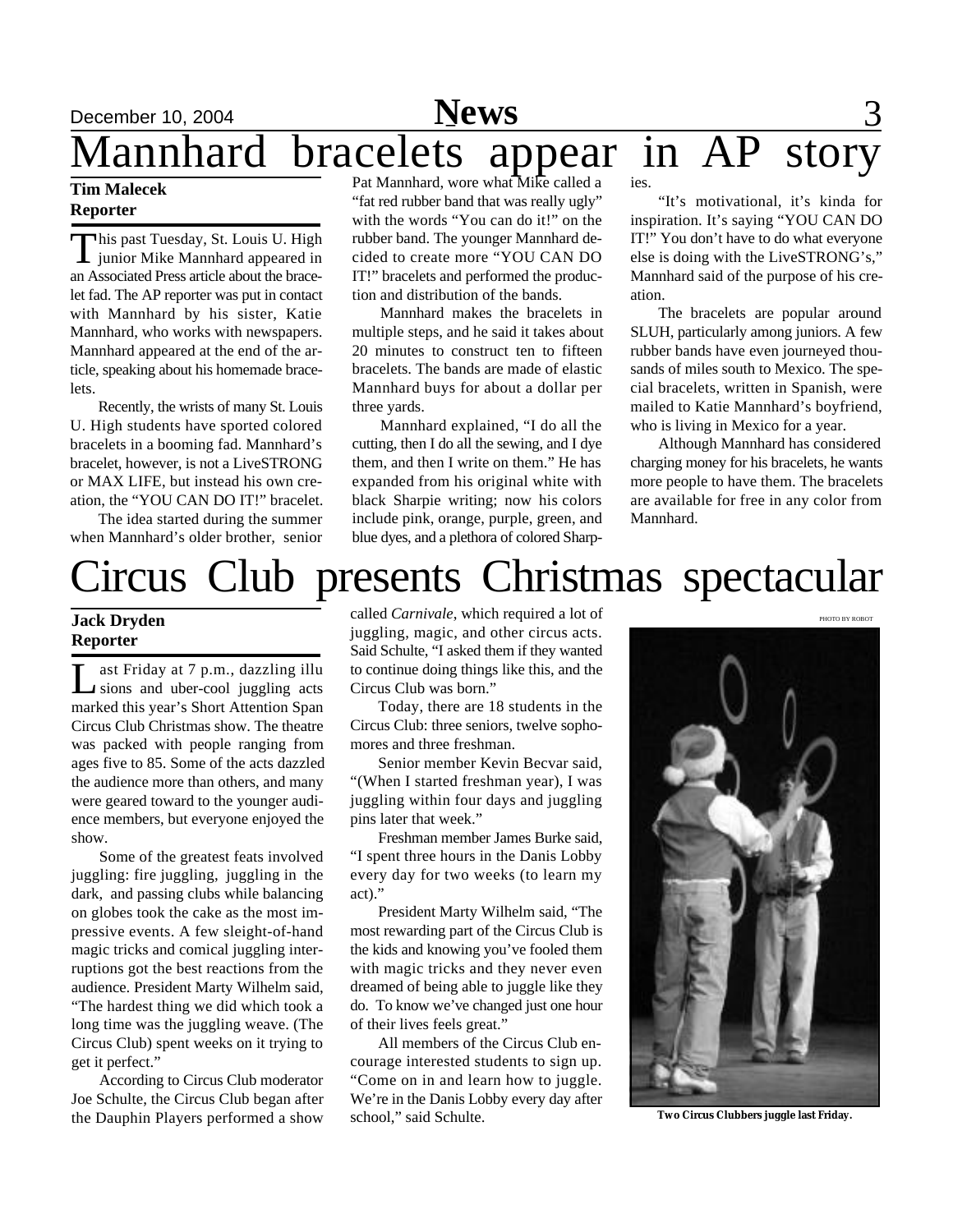# Mannhard bracelets appear in AP story

**Tim Malecek**
**Reporter**

This past Tuesday, St. Louis U. High junior Mike Mannhard appeared in an Associated Press article about the bracelet fad. The AP reporter was put in contact with Mannhard by his sister, Katie Mannhard, who works with newspapers. Mannhard appeared at the end of the article, speaking about his homemade bracelets.

Recently, the wrists of many St. Louis U. High students have sported colored bracelets in a booming fad. Mannhard's bracelet, however, is not a LiveSTRONG or MAX LIFE, but instead his own creation, the "YOU CAN DO IT!" bracelet.

The idea started during the summer when Mannhard's older brother, senior Pat Mannhard, wore what Mike called a "fat red rubber band that was really ugly" with the words "You can do it!" on the rubber band. The younger Mannhard decided to create more "YOU CAN DO IT!" bracelets and performed the production and distribution of the bands.

Mannhard makes the bracelets in multiple steps, and he said it takes about 20 minutes to construct ten to fifteen bracelets. The bands are made of elastic Mannhard buys for about a dollar per three yards.

Mannhard explained, "I do all the cutting, then I do all the sewing, and I dye them, and then I write on them." He has expanded from his original white with black Sharpie writing; now his colors include pink, orange, purple, green, and blue dyes, and a plethora of colored Sharpies.

"It's motivational, it's kinda for inspiration. It's saying "YOU CAN DO IT!" You don't have to do what everyone else is doing with the LiveSTRONG's," Mannhard said of the purpose of his creation.

The bracelets are popular around SLUH, particularly among juniors. A few rubber bands have even journeyed thousands of miles south to Mexico. The special bracelets, written in Spanish, were mailed to Katie Mannhard's boyfriend, who is living in Mexico for a year.

Although Mannhard has considered charging money for his bracelets, he wants more people to have them. The bracelets are available for free in any color from Mannhard.

# Circus Club presents Christmas spectacular

**Jack Dryden**
**Reporter**

Last Friday at 7 p.m., dazzling illusions and uber-cool juggling acts marked this year's Short Attention Span Circus Club Christmas show. The theatre was packed with people ranging from ages five to 85. Some of the acts dazzled the audience more than others, and many were geared toward to the younger audience members, but everyone enjoyed the show.

Some of the greatest feats involved juggling: fire juggling, juggling in the dark, and passing clubs while balancing on globes took the cake as the most impressive events. A few sleight-of-hand magic tricks and comical juggling interruptions got the best reactions from the audience. President Marty Wilhelm said, "The hardest thing we did which took a long time was the juggling weave. (The Circus Club) spent weeks on it trying to get it perfect."

According to Circus Club moderator Joe Schulte, the Circus Club began after the Dauphin Players performed a show called *Carnivale*, which required a lot of juggling, magic, and other circus acts. Said Schulte, "I asked them if they wanted to continue doing things like this, and the Circus Club was born."

Today, there are 18 students in the Circus Club: three seniors, twelve sophomores and three freshman.

Senior member Kevin Becvar said, "(When I started freshman year), I was juggling within four days and juggling pins later that week."

Freshman member James Burke said, "I spent three hours in the Danis Lobby every day for two weeks (to learn my act)."

President Marty Wilhelm said, "The most rewarding part of the Circus Club is the kids and knowing you've fooled them with magic tricks and they never even dreamed of being able to juggle like they do. To know we've changed just one hour of their lives feels great."

All members of the Circus Club encourage interested students to sign up. "Come on in and learn how to juggle. We're in the Danis Lobby every day after school," said Schulte.

PHOTO BY ROBOT

**Two Circus Clubbers juggle last Friday.**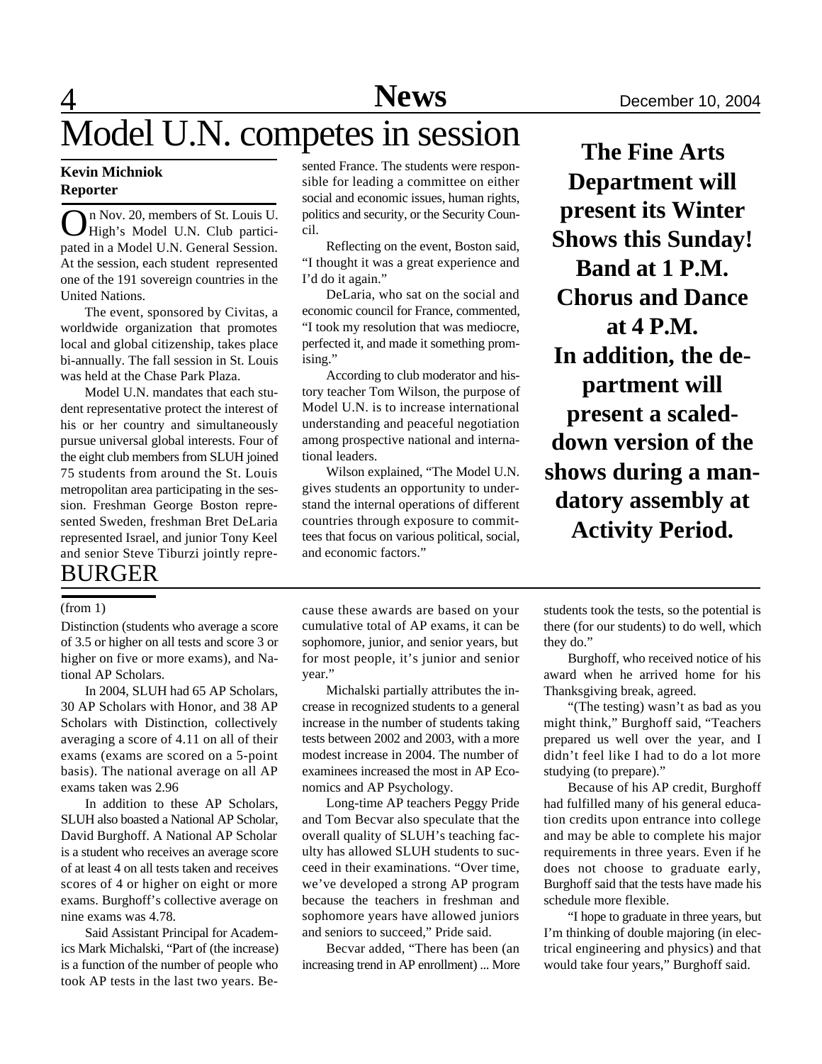# Model U.N. competes in session

**Kevin Michniok**
**Reporter**

On Nov. 20, members of St. Louis U. High's Model U.N. Club participated in a Model U.N. General Session. At the session, each student represented one of the 191 sovereign countries in the United Nations.

The event, sponsored by Civitas, a worldwide organization that promotes local and global citizenship, takes place bi-annually. The fall session in St. Louis was held at the Chase Park Plaza.

Model U.N. mandates that each student representative protect the interest of his or her country and simultaneously pursue universal global interests. Four of the eight club members from SLUH joined 75 students from around the St. Louis metropolitan area participating in the session. Freshman George Boston represented Sweden, freshman Bret DeLaria represented Israel, and junior Tony Keel and senior Steve Tiburzi jointly represented France. The students were responsible for leading a committee on either social and economic issues, human rights, politics and security, or the Security Council.

Reflecting on the event, Boston said, "I thought it was a great experience and I'd do it again."

DeLaria, who sat on the social and economic council for France, commented, "I took my resolution that was mediocre, perfected it, and made it something promising."

According to club moderator and history teacher Tom Wilson, the purpose of Model U.N. is to increase international understanding and peaceful negotiation among prospective national and international leaders.

Wilson explained, "The Model U.N. gives students an opportunity to understand the internal operations of different countries through exposure to committees that focus on various political, social, and economic factors."

**The Fine Arts Department will present its Winter Shows this Sunday! Band at 1 P.M. Chorus and Dance at 4 P.M. In addition, the department will present a scaled-down version of the shows during a mandatory assembly at Activity Period.**

# BURGER

(from 1)

Distinction (students who average a score of 3.5 or higher on all tests and score 3 or higher on five or more exams), and National AP Scholars.

In 2004, SLUH had 65 AP Scholars, 30 AP Scholars with Honor, and 38 AP Scholars with Distinction, collectively averaging a score of 4.11 on all of their exams (exams are scored on a 5-point basis). The national average on all AP exams taken was 2.96

In addition to these AP Scholars, SLUH also boasted a National AP Scholar, David Burghoff. A National AP Scholar is a student who receives an average score of at least 4 on all tests taken and receives scores of 4 or higher on eight or more exams. Burghoff's collective average on nine exams was 4.78.

Said Assistant Principal for Academics Mark Michalski, "Part of (the increase) is a function of the number of people who took AP tests in the last two years. Because these awards are based on your cumulative total of AP exams, it can be sophomore, junior, and senior years, but for most people, it's junior and senior year."

Michalski partially attributes the increase in recognized students to a general increase in the number of students taking tests between 2002 and 2003, with a more modest increase in 2004. The number of examinees increased the most in AP Economics and AP Psychology.

Long-time AP teachers Peggy Pride and Tom Becvar also speculate that the overall quality of SLUH's teaching faculty has allowed SLUH students to succeed in their examinations. "Over time, we've developed a strong AP program because the teachers in freshman and sophomore years have allowed juniors and seniors to succeed," Pride said.

Becvar added, "There has been (an increasing trend in AP enrollment) ... More students took the tests, so the potential is there (for our students) to do well, which they do."

Burghoff, who received notice of his award when he arrived home for his Thanksgiving break, agreed.

"(The testing) wasn't as bad as you might think," Burghoff said, "Teachers prepared us well over the year, and I didn't feel like I had to do a lot more studying (to prepare)."

Because of his AP credit, Burghoff had fulfilled many of his general education credits upon entrance into college and may be able to complete his major requirements in three years. Even if he does not choose to graduate early, Burghoff said that the tests have made his schedule more flexible.

"I hope to graduate in three years, but I'm thinking of double majoring (in electrical engineering and physics) and that would take four years," Burghoff said.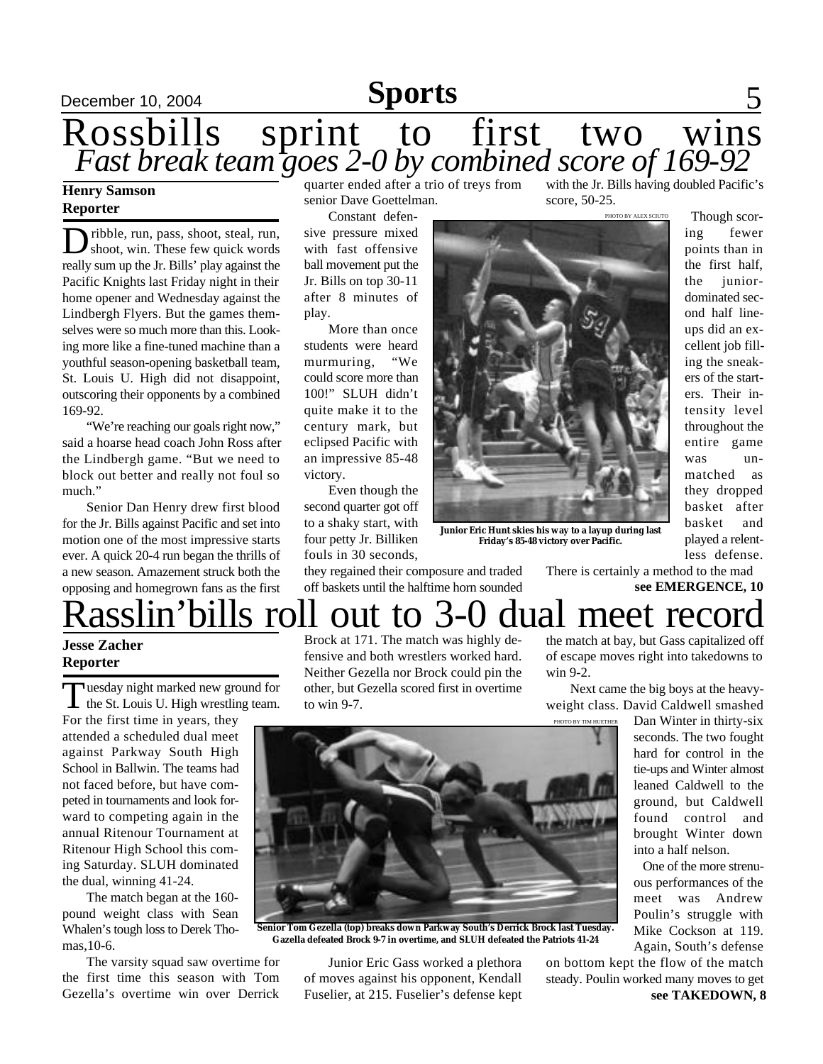# Sports

# Rossbills sprint to first two wins

## *Fast break team goes 2-0 by combined score of 169-92*

**Henry Samson**
**Reporter**

Dribble, run, pass, shoot, steal, run, shoot, win. These few quick words really sum up the Jr. Bills' play against the Pacific Knights last Friday night in their home opener and Wednesday against the Lindbergh Flyers. But the games themselves were so much more than this. Looking more like a fine-tuned machine than a youthful season-opening basketball team, St. Louis U. High did not disappoint, outscoring their opponents by a combined 169-92.

"We're reaching our goals right now," said a hoarse head coach John Ross after the Lindbergh game. "But we need to block out better and really not foul so much."

Senior Dan Henry drew first blood for the Jr. Bills against Pacific and set into motion one of the most impressive starts ever. A quick 20-4 run began the thrills of a new season. Amazement struck both the opposing and homegrown fans as the first quarter ended after a trio of treys from senior Dave Goettelman.

Constant defensive pressure mixed with fast offensive ball movement put the Jr. Bills on top 30-11 after 8 minutes of play.

More than once students were heard murmuring, "We could score more than 100!" SLUH didn't quite make it to the century mark, but eclipsed Pacific with an impressive 85-48 victory.

Even though the second quarter got off to a shaky start, with four petty Jr. Billiken fouls in 30 seconds, they regained their composure and traded off baskets until the halftime horn sounded with the Jr. Bills having doubled Pacific's score, 50-25.

PHOTO BY ALEX SCIUTO

**Junior Eric Hunt skies his way to a layup during last Friday's 85-48 victory over Pacific.**

Though scoring fewer points than in the first half, the junior-dominated second half lineups did an excellent job filling the sneakers of the starters. Their intensity level throughout the entire game was unmatched as they dropped basket after basket and played a relentless defense. There is certainly a method to the mad

**see EMERGENCE, 10**

# Rasslin'bills roll out to 3-0 dual meet record

**Jesse Zacher**
**Reporter**

Tuesday night marked new ground for the St. Louis U. High wrestling team. For the first time in years, they attended a scheduled dual meet against Parkway South High School in Ballwin. The teams had not faced before, but have competed in tournaments and look forward to competing again in the annual Ritenour Tournament at Ritenour High School this coming Saturday. SLUH dominated the dual, winning 41-24.

The match began at the 160-pound weight class with Sean Whalen's tough loss to Derek Thomas, 10-6.

The varsity squad saw overtime for the first time this season with Tom Gezella's overtime win over Derrick Brock at 171. The match was highly defensive and both wrestlers worked hard. Neither Gezella nor Brock could pin the other, but Gezella scored first in overtime to win 9-7.

PHOTO BY TIM HUETHER

**Senior Tom Gezella (top) breaks down Parkway South's Derrick Brock last Tuesday. Gazella defeated Brock 9-7 in overtime, and SLUH defeated the Patriots 41-24**

Junior Eric Gass worked a plethora of moves against his opponent, Kendall Fuselier, at 215. Fuselier's defense kept the match at bay, but Gass capitalized off of escape moves right into takedowns to win 9-2.

Next came the big boys at the heavyweight class. David Caldwell smashed Dan Winter in thirty-six seconds. The two fought hard for control in the tie-ups and Winter almost leaned Caldwell to the ground, but Caldwell found control and brought Winter down into a half nelson.

One of the more strenuous performances of the meet was Andrew Poulin's struggle with Mike Cockson at 119. Again, South's defense on bottom kept the flow of the match steady. Poulin worked many moves to get

**see TAKEDOWN, 8**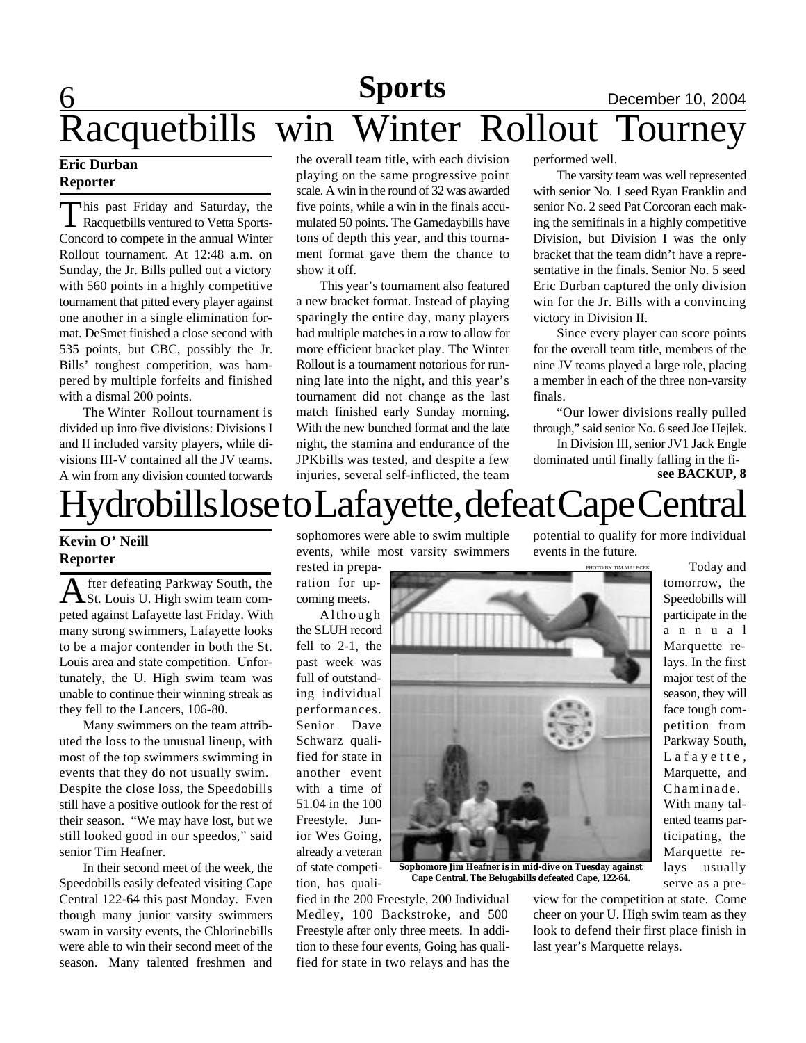# Racquetbills win Winter Rollout Tourney

**Eric Durban**
**Reporter**

This past Friday and Saturday, the Racquetbills ventured to Vetta Sports-Concord to compete in the annual Winter Rollout tournament. At 12:48 a.m. on Sunday, the Jr. Bills pulled out a victory with 560 points in a highly competitive tournament that pitted every player against one another in a single elimination format. DeSmet finished a close second with 535 points, but CBC, possibly the Jr. Bills' toughest competition, was hampered by multiple forfeits and finished with a dismal 200 points.

The Winter Rollout tournament is divided up into five divisions: Divisions I and II included varsity players, while divisions III-V contained all the JV teams. A win from any division counted torwards the overall team title, with each division playing on the same progressive point scale. A win in the round of 32 was awarded five points, while a win in the finals accumulated 50 points. The Gamedaybills have tons of depth this year, and this tournament format gave them the chance to show it off.

This year's tournament also featured a new bracket format. Instead of playing sparingly the entire day, many players had multiple matches in a row to allow for more efficient bracket play. The Winter Rollout is a tournament notorious for running late into the night, and this year's tournament did not change as the last match finished early Sunday morning. With the new bunched format and the late night, the stamina and endurance of the JPKbills was tested, and despite a few injuries, several self-inflicted, the team performed well.

The varsity team was well represented with senior No. 1 seed Ryan Franklin and senior No. 2 seed Pat Corcoran each making the semifinals in a highly competitive Division, but Division I was the only bracket that the team didn't have a representative in the finals. Senior No. 5 seed Eric Durban captured the only division win for the Jr. Bills with a convincing victory in Division II.

Since every player can score points for the overall team title, members of the nine JV teams played a large role, placing a member in each of the three non-varsity finals.

"Our lower divisions really pulled through," said senior No. 6 seed Joe Hejlek.

In Division III, senior JV1 Jack Engle dominated until finally falling in the fi-

**see BACKUP, 8**

# Hydrobills lose to Lafayette, defeat Cape Central

**Kevin O' Neill**
**Reporter**

After defeating Parkway South, the St. Louis U. High swim team competed against Lafayette last Friday. With many strong swimmers, Lafayette looks to be a major contender in both the St. Louis area and state competition. Unfortunately, the U. High swim team was unable to continue their winning streak as they fell to the Lancers, 106-80.

Many swimmers on the team attributed the loss to the unusual lineup, with most of the top swimmers swimming in events that they do not usually swim. Despite the close loss, the Speedobills still have a positive outlook for the rest of their season. "We may have lost, but we still looked good in our speedos," said senior Tim Heafner.

In their second meet of the week, the Speedobills easily defeated visiting Cape Central 122-64 this past Monday. Even though many junior varsity swimmers swam in varsity events, the Chlorinebills were able to win their second meet of the season. Many talented freshmen and sophomores were able to swim multiple events, while most varsity swimmers rested in preparation for upcoming meets.

Although the SLUH record fell to 2-1, the past week was full of outstanding individual performances. Senior Dave Schwarz qualified for state in another event with a time of 51.04 in the 100 Freestyle. Junior Wes Going, already a veteran of state competition, has qualified in the 200 Freestyle, 200 Individual Medley, 100 Backstroke, and 500 Freestyle after only three meets. In addition to these four events, Going has qualified for state in two relays and has the potential to qualify for more individual events in the future.

PHOTO BY TIM MALECEK

**Sophomore Jim Heafner is in mid-dive on Tuesday against Cape Central. The Belugabills defeated Cape, 122-64.**

Today and tomorrow, the Speedobills will participate in the annual Marquette relays. In the first major test of the season, they will face tough competition from Parkway South, Lafayette, Marquette, and Chaminade. With many talented teams participating, the Marquette relays usually serve as a preview for the competition at state. Come cheer on your U. High swim team as they look to defend their first place finish in last year's Marquette relays.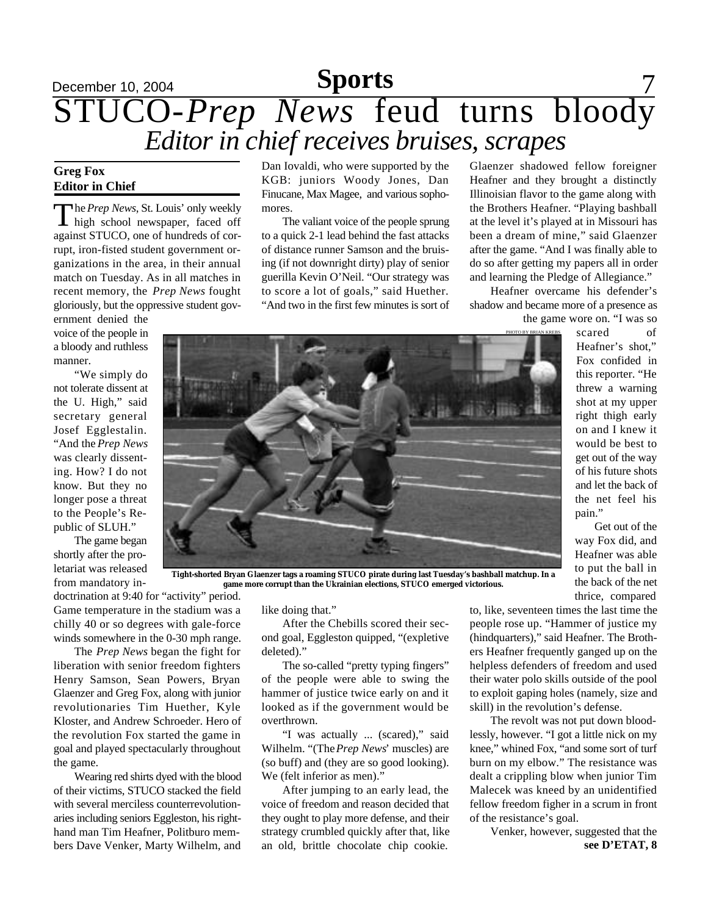# STUCO-*Prep News* feud turns bloody

## *Editor in chief receives bruises, scrapes*

**Greg Fox**
**Editor in Chief**

The *Prep News*, St. Louis' only weekly high school newspaper, faced off against STUCO, one of hundreds of corrupt, iron-fisted student government organizations in the area, in their annual match on Tuesday. As in all matches in recent memory, the *Prep News* fought gloriously, but the oppressive student government denied the voice of the people in a bloody and ruthless manner.

"We simply do not tolerate dissent at the U. High," said secretary general Josef Egglestalin. "And the *Prep News* was clearly dissenting. How? I do not know. But they no longer pose a threat to the People's Republic of SLUH."

The game began shortly after the proletariat was released from mandatory indoctrination at 9:40 for "activity" period. Game temperature in the stadium was a chilly 40 or so degrees with gale-force winds somewhere in the 0-30 mph range.

The *Prep News* began the fight for liberation with senior freedom fighters Henry Samson, Sean Powers, Bryan Glaenzer and Greg Fox, along with junior revolutionaries Tim Huether, Kyle Kloster, and Andrew Schroeder. Hero of the revolution Fox started the game in goal and played spectacularly throughout the game.

Wearing red shirts dyed with the blood of their victims, STUCO stacked the field with several merciless counterrevolutionaries including seniors Eggleston, his right-hand man Tim Heafner, Politburo members Dave Venker, Marty Wilhelm, and Dan Iovaldi, who were supported by the KGB: juniors Woody Jones, Dan Finucane, Max Magee, and various sophomores.

The valiant voice of the people sprung to a quick 2-1 lead behind the fast attacks of distance runner Samson and the bruising (if not downright dirty) play of senior guerilla Kevin O'Neil. "Our strategy was to score a lot of goals," said Huether. "And two in the first few minutes is sort of like doing that."

After the Chebills scored their second goal, Eggleston quipped, "(expletive deleted)."

The so-called "pretty typing fingers" of the people were able to swing the hammer of justice twice early on and it looked as if the government would be overthrown.

"I was actually ... (scared)," said Wilhelm. "(The *Prep News*' muscles) are (so buff) and (they are so good looking). We (felt inferior as men)."

After jumping to an early lead, the voice of freedom and reason decided that they ought to play more defense, and their strategy crumbled quickly after that, like an old, brittle chocolate chip cookie.

PHOTO BY BRIAN KREBS

**Tight-shorted Bryan Glaenzer tags a roaming STUCO pirate during last Tuesday's bashball matchup. In a game more corrupt than the Ukrainian elections, STUCO emerged victorious.**

Glaenzer shadowed fellow foreigner Heafner and they brought a distinctly Illinoisian flavor to the game along with the Brothers Heafner. "Playing bashball at the level it's played at in Missouri has been a dream of mine," said Glaenzer after the game. "And I was finally able to do so after getting my papers all in order and learning the Pledge of Allegiance."

Heafner overcame his defender's shadow and became more of a presence as the game wore on. "I was so scared of Heafner's shot," Fox confided in this reporter. "He threw a warning shot at my upper right thigh early on and I knew it would be best to get out of the way of his future shots and let the back of the net feel his pain."

Get out of the way Fox did, and Heafner was able to put the ball in the back of the net thrice, compared to, like, seventeen times the last time the people rose up. "Hammer of justice my (hindquarters)," said Heafner. The Brothers Heafner frequently ganged up on the helpless defenders of freedom and used their water polo skills outside of the pool to exploit gaping holes (namely, size and skill) in the revolution's defense.

The revolt was not put down bloodlessly, however. "I got a little nick on my knee," whined Fox, "and some sort of turf burn on my elbow." The resistance was dealt a crippling blow when junior Tim Malecek was kneed by an unidentified fellow freedom figher in a scrum in front of the resistance's goal.

Venker, however, suggested that the

**see D'ETAT, 8**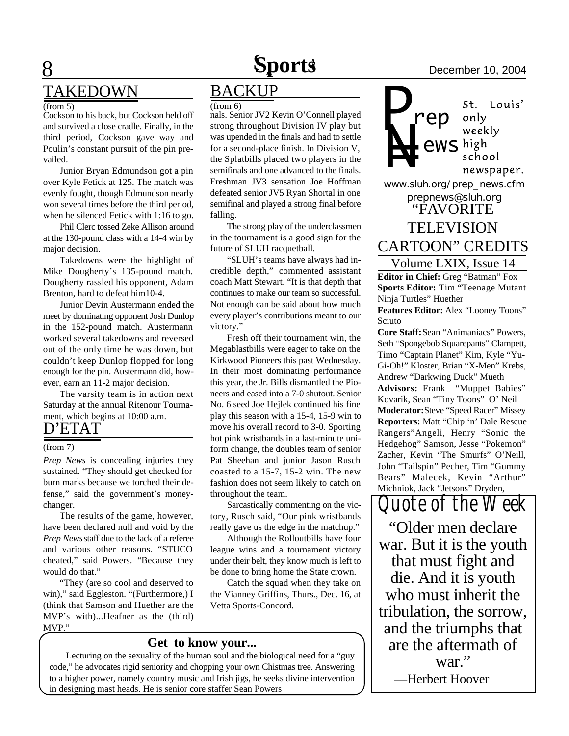## TAKEDOWN

(from 5)

Cockson to his back, but Cockson held off and survived a close cradle. Finally, in the third period, Cockson gave way and Poulin's constant pursuit of the pin prevailed.

Junior Bryan Edmundson got a pin over Kyle Fetick at 125. The match was evenly fought, though Edmundson nearly won several times before the third period, when he silenced Fetick with 1:16 to go.

Phil Clerc tossed Zeke Allison around at the 130-pound class with a 14-4 win by major decision.

Takedowns were the highlight of Mike Dougherty's 135-pound match. Dougherty rassled his opponent, Adam Brenton, hard to defeat him10-4.

Junior Devin Austermann ended the meet by dominating opponent Josh Dunlop in the 152-pound match. Austermann worked several takedowns and reversed out of the only time he was down, but couldn't keep Dunlop flopped for long enough for the pin. Austermann did, however, earn an 11-2 major decision.

The varsity team is in action next Saturday at the annual Ritenour Tournament, which begins at 10:00 a.m.

## D'ETAT

(from 7)

*Prep News* is concealing injuries they sustained. "They should get checked for burn marks because we torched their defense," said the government's money-changer.

The results of the game, however, have been declared null and void by the *Prep News* staff due to the lack of a referee and various other reasons. "STUCO cheated," said Powers. "Because they would do that."

"They (are so cool and deserved to win)," said Eggleston. "(Furthermore,) I (think that Samson and Huether are the MVP's with)...Heafner as the (third) MVP."

## BACKUP

(from 6)

nals. Senior JV2 Kevin O'Connell played strong throughout Division IV play but was upended in the finals and had to settle for a second-place finish. In Division V, the Splatbills placed two players in the semifinals and one advanced to the finals. Freshman JV3 sensation Joe Hoffman defeated senior JV5 Ryan Shortal in one semifinal and played a strong final before falling.

The strong play of the underclassmen in the tournament is a good sign for the future of SLUH racquetball.

"SLUH's teams have always had incredible depth," commented assistant coach Matt Stewart. "It is that depth that continues to make our team so successful. Not enough can be said about how much every player's contributions meant to our victory."

Fresh off their tournament win, the Megablastbills were eager to take on the Kirkwood Pioneers this past Wednesday. In their most dominating performance this year, the Jr. Bills dismantled the Pioneers and eased into a 7-0 shutout. Senior No. 6 seed Joe Hejlek continued his fine play this season with a 15-4, 15-9 win to move his overall record to 3-0. Sporting hot pink wristbands in a last-minute uniform change, the doubles team of senior Pat Sheehan and junior Jason Rusch coasted to a 15-7, 15-2 win. The new fashion does not seem likely to catch on throughout the team.

Sarcastically commenting on the victory, Rusch said, "Our pink wristbands really gave us the edge in the matchup."

Although the Rolloutbills have four league wins and a tournament victory under their belt, they know much is left to be done to bring home the State crown.

Catch the squad when they take on the Vianney Griffins, Thurs., Dec. 16, at Vetta Sports-Concord.

### Get to know your...

Lecturing on the sexuality of the human soul and the biological need for a "guy code," he advocates rigid seniority and chopping your own Chistmas tree. Answering to a higher power, namely country music and Irish jigs, he seeks divine intervention in designing mast heads. He is senior core staffer Sean Powers

---

**Prep News** — St. Louis' only weekly high school newspaper.

www.sluh.org/prep_news.cfm
prepnews@sluh.org

## "FAVORITE TELEVISION CARTOON" CREDITS

Volume LXIX, Issue 14

**Editor in Chief:** Greg "Batman" Fox
**Sports Editor:** Tim "Teenage Mutant Ninja Turtles" Huether
**Features Editor:** Alex "Looney Toons" Sciuto
**Core Staff:** Sean "Animaniacs" Powers, Seth "Spongebob Squarepants" Clampett, Timo "Captain Planet" Kim, Kyle "Yu-Gi-Oh!" Kloster, Brian "X-Men" Krebs, Andrew "Darkwing Duck" Mueth
**Advisors:** Frank "Muppet Babies" Kovarik, Sean "Tiny Toons" O' Neil
**Moderator:** Steve "Speed Racer" Missey
**Reporters:** Matt "Chip 'n' Dale Rescue Rangers" Angeli, Henry "Sonic the Hedgehog" Samson, Jesse "Pokemon" Zacher, Kevin "The Smurfs" O'Neill, John "Tailspin" Pecher, Tim "Gummy Bears" Malecek, Kevin "Arthur" Michniok, Jack "Jetsons" Dryden,

## Quote of the Week

"Older men declare war. But it is the youth that must fight and die. And it is youth who must inherit the tribulation, the sorrow, and the triumphs that are the aftermath of war."

—Herbert Hoover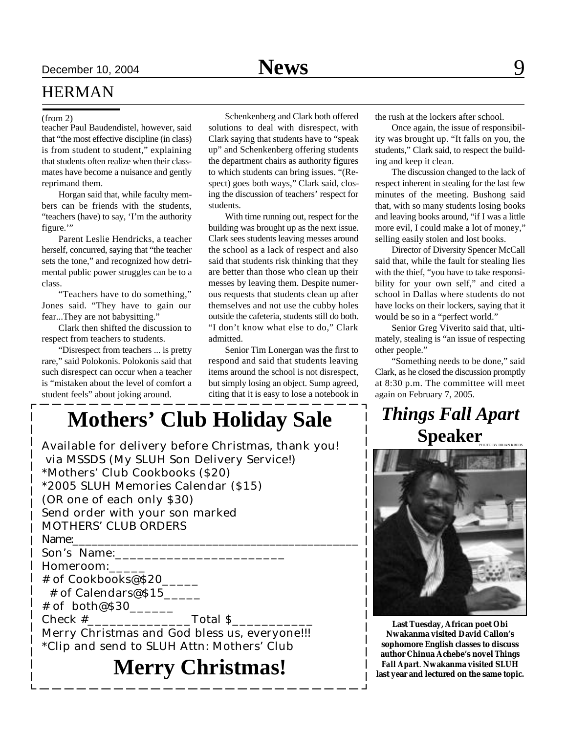## HERMAN

(from 2)

teacher Paul Baudendistel, however, said that "the most effective discipline (in class) is from student to student," explaining that students often realize when their classmates have become a nuisance and gently reprimand them.

Horgan said that, while faculty members can be friends with the students, "teachers (have) to say, 'I'm the authority figure.'"

Parent Leslie Hendricks, a teacher herself, concurred, saying that "the teacher sets the tone," and recognized how detrimental public power struggles can be to a class.

"Teachers have to do something," Jones said. "They have to gain our fear...They are not babysitting."

Clark then shifted the discussion to respect from teachers to students.

"Disrespect from teachers ... is pretty rare," said Polokonis. Polokonis said that such disrespect can occur when a teacher is "mistaken about the level of comfort a student feels" about joking around.

Schenkenberg and Clark both offered solutions to deal with disrespect, with Clark saying that students have to "speak up" and Schenkenberg offering students the department chairs as authority figures to which students can bring issues. "(Respect) goes both ways," Clark said, closing the discussion of teachers' respect for students.

With time running out, respect for the building was brought up as the next issue. Clark sees students leaving messes around the school as a lack of respect and also said that students risk thinking that they are better than those who clean up their messes by leaving them. Despite numerous requests that students clean up after themselves and not use the cubby holes outside the cafeteria, students still do both. "I don't know what else to do," Clark admitted.

Senior Tim Lonergan was the first to respond and said that students leaving items around the school is not disrespect, but simply losing an object. Sump agreed, citing that it is easy to lose a notebook in the rush at the lockers after school.

Once again, the issue of responsibility was brought up. "It falls on you, the students," Clark said, to respect the building and keep it clean.

The discussion changed to the lack of respect inherent in stealing for the last few minutes of the meeting. Bushong said that, with so many students losing books and leaving books around, "if I was a little more evil, I could make a lot of money," selling easily stolen and lost books.

Director of Diversity Spencer McCall said that, while the fault for stealing lies with the thief, "you have to take responsibility for your own self," and cited a school in Dallas where students do not have locks on their lockers, saying that it would be so in a "perfect world."

Senior Greg Viverito said that, ultimately, stealing is "an issue of respecting other people."

"Something needs to be done," said Clark, as he closed the discussion promptly at 8:30 p.m. The committee will meet again on February 7, 2005.

# Mothers' Club Holiday Sale

Available for delivery before Christmas, thank you!
via MSSDS (My SLUH Son Delivery Service!)
*Mothers' Club Cookbooks ($20)
*2005 SLUH Memories Calendar ($15)
(OR one of each only $30)
Send order with your son marked
MOTHERS' CLUB ORDERS
Name:_____________________________________________
Son's Name:________________________
Homeroom:_____
# of Cookbooks@$20_____
# of Calendars@$15_____
# of both@$30______
Check #_______________Total $___________
Merry Christmas and God bless us, everyone!!!
*Clip and send to SLUH Attn: Mothers' Club

# Merry Christmas!

## *Things Fall Apart* Speaker

PHOTO BY BRIAN KREBS

**Last Tuesday, African poet Obi Nwakanma visited David Callon's sophomore English classes to discuss author Chinua Achebe's novel *Things Fall Apart*. Nwakanma visited SLUH last year and lectured on the same topic.**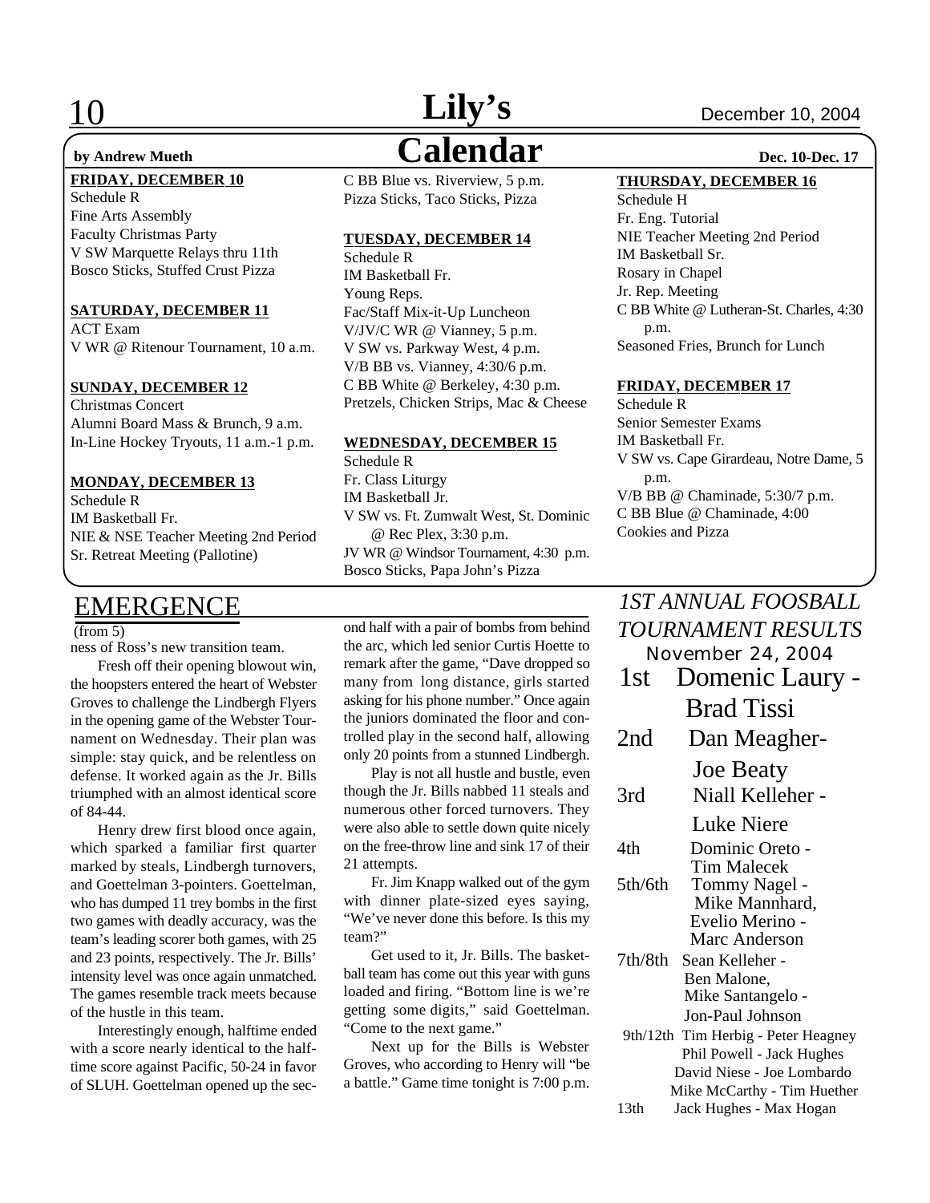# Lily's Calendar

by Andrew Mueth

Dec. 10-Dec. 17

**FRIDAY, DECEMBER 10**
Schedule R
Fine Arts Assembly
Faculty Christmas Party
V SW Marquette Relays thru 11th
Bosco Sticks, Stuffed Crust Pizza

**SATURDAY, DECEMBER 11**
ACT Exam
V WR @ Ritenour Tournament, 10 a.m.

**SUNDAY, DECEMBER 12**
Christmas Concert
Alumni Board Mass & Brunch, 9 a.m.
In-Line Hockey Tryouts, 11 a.m.-1 p.m.

**MONDAY, DECEMBER 13**
Schedule R
IM Basketball Fr.
NIE & NSE Teacher Meeting 2nd Period
Sr. Retreat Meeting (Pallotine)
C BB Blue vs. Riverview, 5 p.m.
Pizza Sticks, Taco Sticks, Pizza

**TUESDAY, DECEMBER 14**
Schedule R
IM Basketball Fr.
Young Reps.
Fac/Staff Mix-it-Up Luncheon
V/JV/C WR @ Vianney, 5 p.m.
V SW vs. Parkway West, 4 p.m.
V/B BB vs. Vianney, 4:30/6 p.m.
C BB White @ Berkeley, 4:30 p.m.
Pretzels, Chicken Strips, Mac & Cheese

**WEDNESDAY, DECEMBER 15**
Schedule R
Fr. Class Liturgy
IM Basketball Jr.
V SW vs. Ft. Zumwalt West, St. Dominic @ Rec Plex, 3:30 p.m.
JV WR @ Windsor Tournament, 4:30 p.m.
Bosco Sticks, Papa John's Pizza

**THURSDAY, DECEMBER 16**
Schedule H
Fr. Eng. Tutorial
NIE Teacher Meeting 2nd Period
IM Basketball Sr.
Rosary in Chapel
Jr. Rep. Meeting
C BB White @ Lutheran-St. Charles, 4:30 p.m.
Seasoned Fries, Brunch for Lunch

**FRIDAY, DECEMBER 17**
Schedule R
Senior Semester Exams
IM Basketball Fr.
V SW vs. Cape Girardeau, Notre Dame, 5 p.m.
V/B BB @ Chaminade, 5:30/7 p.m.
C BB Blue @ Chaminade, 4:00
Cookies and Pizza

## EMERGENCE

(from 5)

ness of Ross's new transition team.

Fresh off their opening blowout win, the hoopsters entered the heart of Webster Groves to challenge the Lindbergh Flyers in the opening game of the Webster Tournament on Wednesday. Their plan was simple: stay quick, and be relentless on defense. It worked again as the Jr. Bills triumphed with an almost identical score of 84-44.

Henry drew first blood once again, which sparked a familiar first quarter marked by steals, Lindbergh turnovers, and Goettelman 3-pointers. Goettelman, who has dumped 11 trey bombs in the first two games with deadly accuracy, was the team's leading scorer both games, with 25 and 23 points, respectively. The Jr. Bills' intensity level was once again unmatched. The games resemble track meets because of the hustle in this team.

Interestingly enough, halftime ended with a score nearly identical to the halftime score against Pacific, 50-24 in favor of SLUH. Goettelman opened up the second half with a pair of bombs from behind the arc, which led senior Curtis Hoette to remark after the game, "Dave dropped so many from long distance, girls started asking for his phone number." Once again the juniors dominated the floor and controlled play in the second half, allowing only 20 points from a stunned Lindbergh.

Play is not all hustle and bustle, even though the Jr. Bills nabbed 11 steals and numerous other forced turnovers. They were also able to settle down quite nicely on the free-throw line and sink 17 of their 21 attempts.

Fr. Jim Knapp walked out of the gym with dinner plate-sized eyes saying, "We've never done this before. Is this my team?"

Get used to it, Jr. Bills. The basketball team has come out this year with guns loaded and firing. "Bottom line is we're getting some digits," said Goettelman. "Come to the next game."

Next up for the Bills is Webster Groves, who according to Henry will "be a battle." Game time tonight is 7:00 p.m.

## *1ST ANNUAL FOOSBALL TOURNAMENT RESULTS*

November 24, 2004

1st Domenic Laury - Brad Tissi
2nd Dan Meagher- Joe Beaty
3rd Niall Kelleher - Luke Niere
4th Dominic Oreto - Tim Malecek
5th/6th Tommy Nagel - Mike Mannhard, Evelio Merino - Marc Anderson
7th/8th Sean Kelleher - Ben Malone, Mike Santangelo - Jon-Paul Johnson
9th/12th Tim Herbig - Peter Heagney, Phil Powell - Jack Hughes, David Niese - Joe Lombardo, Mike McCarthy - Tim Huether
13th Jack Hughes - Max Hogan